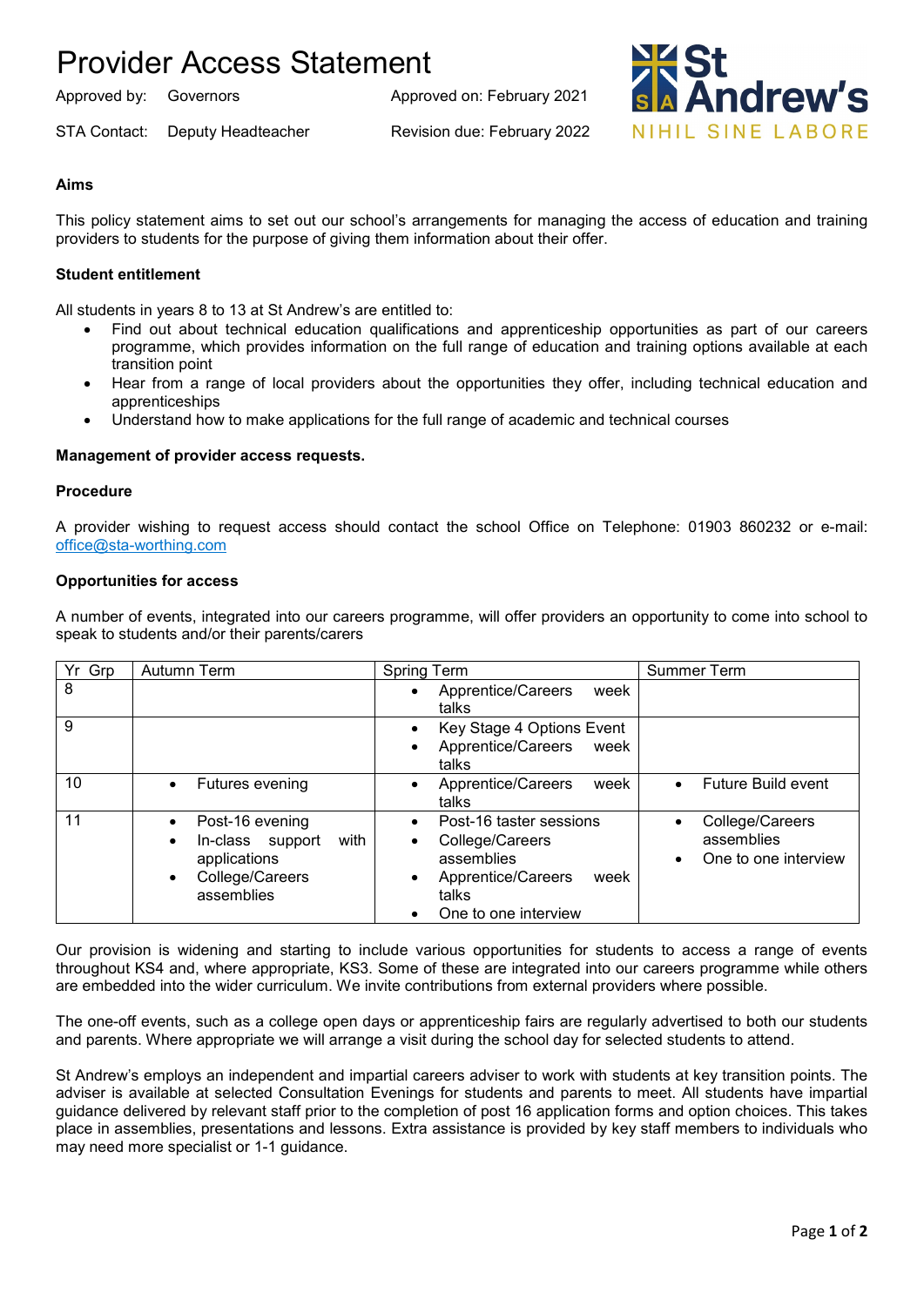# Provider Access Statement

Approved by: Governors | Approved on: February 2021

STA Contact: Deputy Headteacher | Revision due: February 2022

St Andrew's
NIHIL SINE LABORE

### Aims

This policy statement aims to set out our school's arrangements for managing the access of education and training providers to students for the purpose of giving them information about their offer.

### Student entitlement

All students in years 8 to 13 at St Andrew's are entitled to:

- Find out about technical education qualifications and apprenticeship opportunities as part of our careers programme, which provides information on the full range of education and training options available at each transition point
- Hear from a range of local providers about the opportunities they offer, including technical education and apprenticeships
- Understand how to make applications for the full range of academic and technical courses

### Management of provider access requests.

### Procedure

A provider wishing to request access should contact the school Office on Telephone: 01903 860232 or e-mail: office@sta-worthing.com

### Opportunities for access

A number of events, integrated into our careers programme, will offer providers an opportunity to come into school to speak to students and/or their parents/carers

| Yr Grp | Autumn Term | Spring Term | Summer Term |
|---|---|---|---|
| 8 | | • Apprentice/Careers week talks | |
| 9 | | • Key Stage 4 Options Event<br>• Apprentice/Careers week talks | |
| 10 | • Futures evening | • Apprentice/Careers week talks | • Future Build event |
| 11 | • Post-16 evening<br>• In-class support with applications<br>• College/Careers assemblies | • Post-16 taster sessions<br>• College/Careers assemblies<br>• Apprentice/Careers week talks<br>• One to one interview | • College/Careers assemblies<br>• One to one interview |

Our provision is widening and starting to include various opportunities for students to access a range of events throughout KS4 and, where appropriate, KS3. Some of these are integrated into our careers programme while others are embedded into the wider curriculum. We invite contributions from external providers where possible.

The one-off events, such as a college open days or apprenticeship fairs are regularly advertised to both our students and parents. Where appropriate we will arrange a visit during the school day for selected students to attend.

St Andrew's employs an independent and impartial careers adviser to work with students at key transition points. The adviser is available at selected Consultation Evenings for students and parents to meet. All students have impartial guidance delivered by relevant staff prior to the completion of post 16 application forms and option choices. This takes place in assemblies, presentations and lessons. Extra assistance is provided by key staff members to individuals who may need more specialist or 1-1 guidance.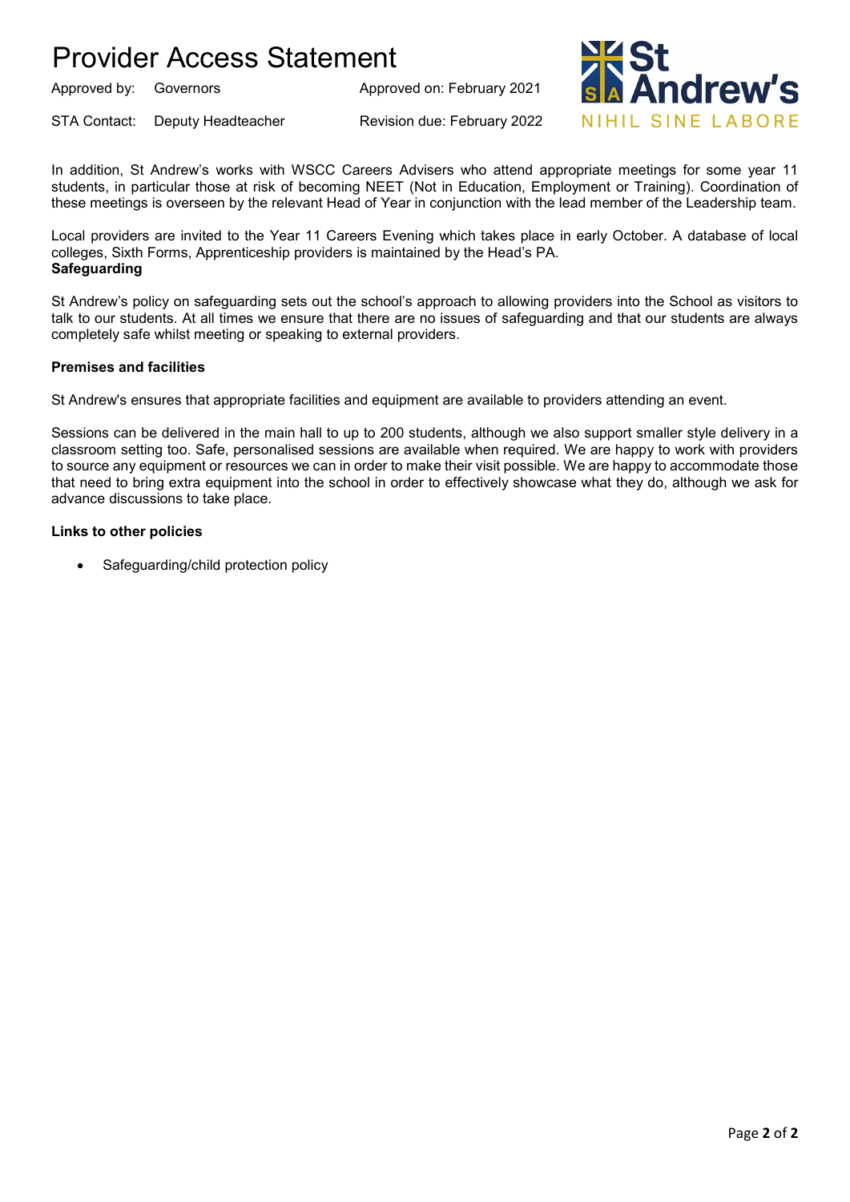# Provider Access Statement

Approved by: Governors | Approved on: February 2021

STA Contact: Deputy Headteacher | Revision due: February 2022

In addition, St Andrew's works with WSCC Careers Advisers who attend appropriate meetings for some year 11 students, in particular those at risk of becoming NEET (Not in Education, Employment or Training). Coordination of these meetings is overseen by the relevant Head of Year in conjunction with the lead member of the Leadership team.

Local providers are invited to the Year 11 Careers Evening which takes place in early October. A database of local colleges, Sixth Forms, Apprenticeship providers is maintained by the Head's PA.

**Safeguarding**

St Andrew's policy on safeguarding sets out the school's approach to allowing providers into the School as visitors to talk to our students. At all times we ensure that there are no issues of safeguarding and that our students are always completely safe whilst meeting or speaking to external providers.

**Premises and facilities**

St Andrew's ensures that appropriate facilities and equipment are available to providers attending an event.

Sessions can be delivered in the main hall to up to 200 students, although we also support smaller style delivery in a classroom setting too. Safe, personalised sessions are available when required. We are happy to work with providers to source any equipment or resources we can in order to make their visit possible. We are happy to accommodate those that need to bring extra equipment into the school in order to effectively showcase what they do, although we ask for advance discussions to take place.

**Links to other policies**

- Safeguarding/child protection policy